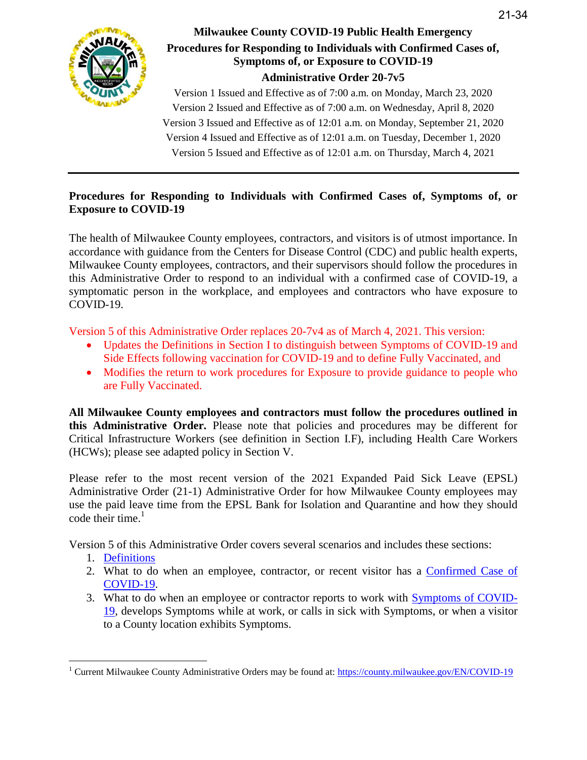# Milwaukee County COVID-19 Public Health Emergency
## Procedures for Responding to Individuals with Confirmed Cases of, Symptoms of, or Exposure to COVID-19
## Administrative Order 20-7v5

Version 1 Issued and Effective as of 7:00 a.m. on Monday, March 23, 2020
Version 2 Issued and Effective as of 7:00 a.m. on Wednesday, April 8, 2020
Version 3 Issued and Effective as of 12:01 a.m. on Monday, September 21, 2020
Version 4 Issued and Effective as of 12:01 a.m. on Tuesday, December 1, 2020
Version 5 Issued and Effective as of 12:01 a.m. on Thursday, March 4, 2021

---

**Procedures for Responding to Individuals with Confirmed Cases of, Symptoms of, or Exposure to COVID-19**

The health of Milwaukee County employees, contractors, and visitors is of utmost importance. In accordance with guidance from the Centers for Disease Control (CDC) and public health experts, Milwaukee County employees, contractors, and their supervisors should follow the procedures in this Administrative Order to respond to an individual with a confirmed case of COVID-19, a symptomatic person in the workplace, and employees and contractors who have exposure to COVID-19.

Version 5 of this Administrative Order replaces 20-7v4 as of March 4, 2021. This version:

- Updates the Definitions in Section I to distinguish between Symptoms of COVID-19 and Side Effects following vaccination for COVID-19 and to define Fully Vaccinated, and
- Modifies the return to work procedures for Exposure to provide guidance to people who are Fully Vaccinated.

**All Milwaukee County employees and contractors must follow the procedures outlined in this Administrative Order.** Please note that policies and procedures may be different for Critical Infrastructure Workers (see definition in Section I.F), including Health Care Workers (HCWs); please see adapted policy in Section V.

Please refer to the most recent version of the 2021 Expanded Paid Sick Leave (EPSL) Administrative Order (21-1) Administrative Order for how Milwaukee County employees may use the paid leave time from the EPSL Bank for Isolation and Quarantine and how they should code their time.[1]

Version 5 of this Administrative Order covers several scenarios and includes these sections:

1. Definitions
2. What to do when an employee, contractor, or recent visitor has a Confirmed Case of COVID-19.
3. What to do when an employee or contractor reports to work with Symptoms of COVID-19, develops Symptoms while at work, or calls in sick with Symptoms, or when a visitor to a County location exhibits Symptoms.

[1] Current Milwaukee County Administrative Orders may be found at: https://county.milwaukee.gov/EN/COVID-19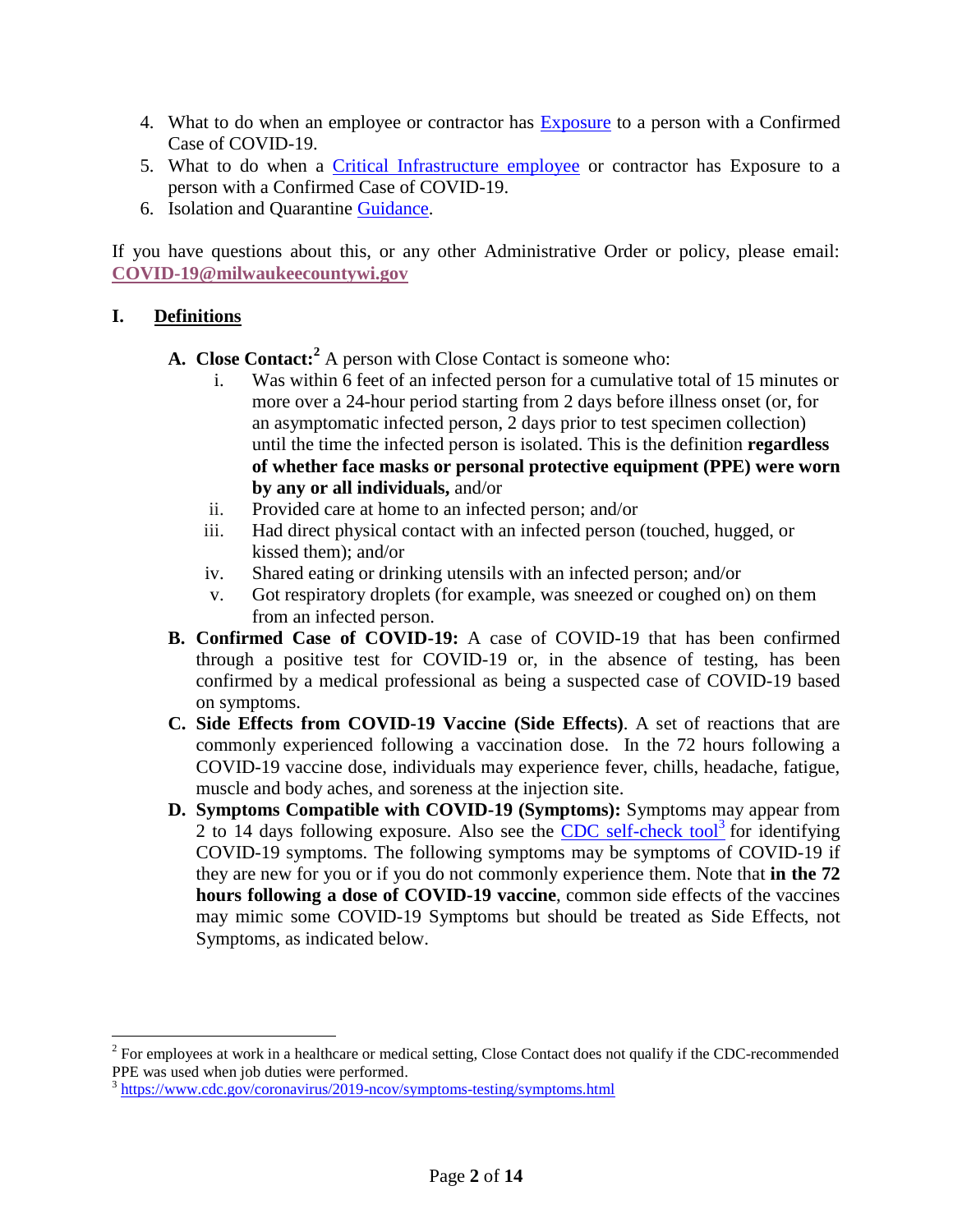4. What to do when an employee or contractor has [Exposure] to a person with a Confirmed Case of COVID-19.
5. What to do when a [Critical Infrastructure employee] or contractor has Exposure to a person with a Confirmed Case of COVID-19.
6. Isolation and Quarantine [Guidance].

If you have questions about this, or any other Administrative Order or policy, please email: **COVID-19@milwaukeecountywi.gov**

## I. Definitions

**A. Close Contact:**[2] A person with Close Contact is someone who:

i. Was within 6 feet of an infected person for a cumulative total of 15 minutes or more over a 24-hour period starting from 2 days before illness onset (or, for an asymptomatic infected person, 2 days prior to test specimen collection) until the time the infected person is isolated. This is the definition **regardless of whether face masks or personal protective equipment (PPE) were worn by any or all individuals,** and/or

ii. Provided care at home to an infected person; and/or

iii. Had direct physical contact with an infected person (touched, hugged, or kissed them); and/or

iv. Shared eating or drinking utensils with an infected person; and/or

v. Got respiratory droplets (for example, was sneezed or coughed on) on them from an infected person.

**B. Confirmed Case of COVID-19:** A case of COVID-19 that has been confirmed through a positive test for COVID-19 or, in the absence of testing, has been confirmed by a medical professional as being a suspected case of COVID-19 based on symptoms.

**C. Side Effects from COVID-19 Vaccine (Side Effects)**. A set of reactions that are commonly experienced following a vaccination dose. In the 72 hours following a COVID-19 vaccine dose, individuals may experience fever, chills, headache, fatigue, muscle and body aches, and soreness at the injection site.

**D. Symptoms Compatible with COVID-19 (Symptoms):** Symptoms may appear from 2 to 14 days following exposure. Also see the [CDC self-check tool][3] for identifying COVID-19 symptoms. The following symptoms may be symptoms of COVID-19 if they are new for you or if you do not commonly experience them. Note that **in the 72 hours following a dose of COVID-19 vaccine**, common side effects of the vaccines may mimic some COVID-19 Symptoms but should be treated as Side Effects, not Symptoms, as indicated below.

---

[2] For employees at work in a healthcare or medical setting, Close Contact does not qualify if the CDC-recommended PPE was used when job duties were performed.

[3] https://www.cdc.gov/coronavirus/2019-ncov/symptoms-testing/symptoms.html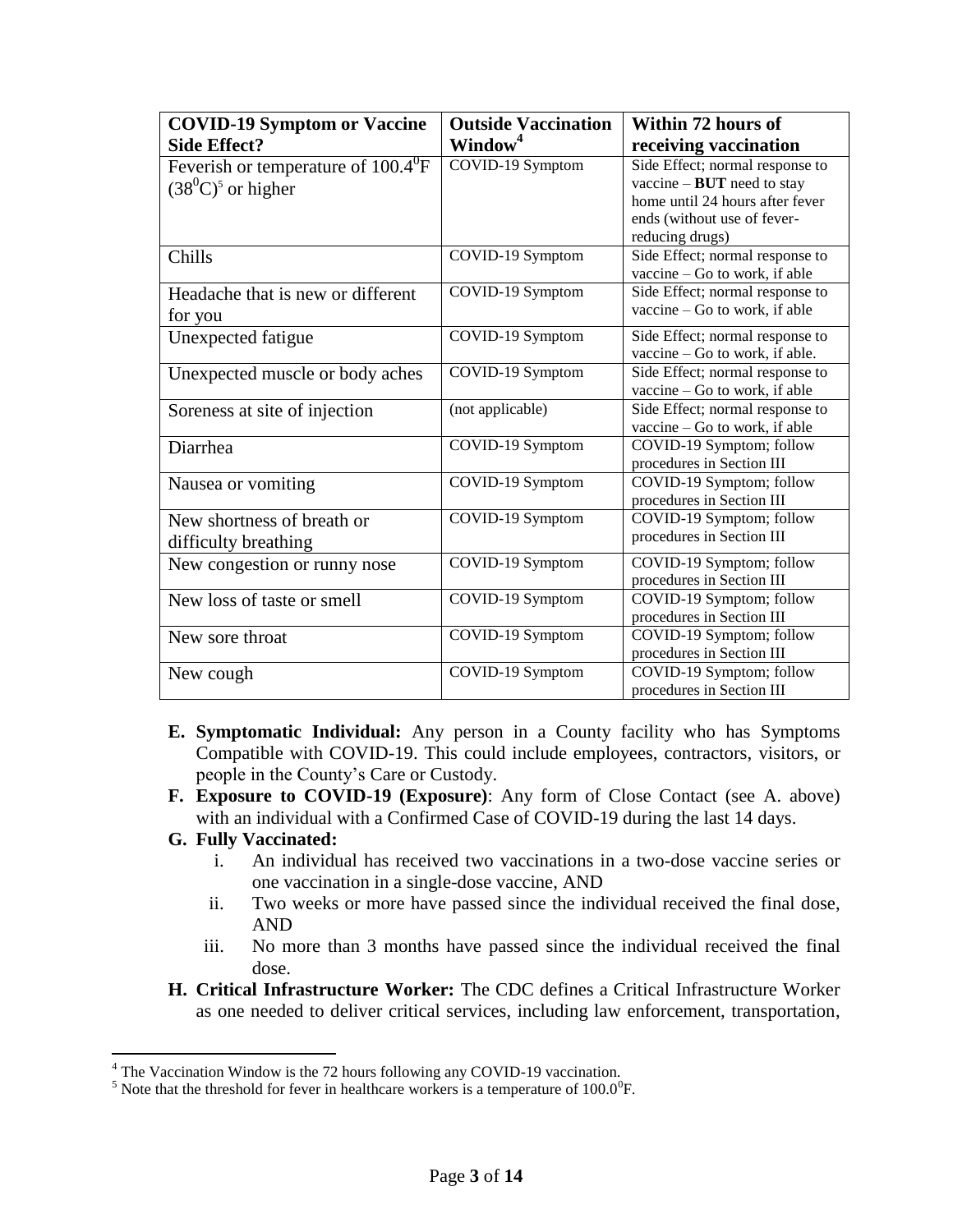| COVID-19 Symptom or Vaccine Side Effect? | Outside Vaccination Window[4] | Within 72 hours of receiving vaccination |
|---|---|---|
| Feverish or temperature of $100.4^0$F $(38^0C)$[5] or higher | COVID-19 Symptom | Side Effect; normal response to vaccine – **BUT** need to stay home until 24 hours after fever ends (without use of fever-reducing drugs) |
| Chills | COVID-19 Symptom | Side Effect; normal response to vaccine – Go to work, if able |
| Headache that is new or different for you | COVID-19 Symptom | Side Effect; normal response to vaccine – Go to work, if able |
| Unexpected fatigue | COVID-19 Symptom | Side Effect; normal response to vaccine – Go to work, if able. |
| Unexpected muscle or body aches | COVID-19 Symptom | Side Effect; normal response to vaccine – Go to work, if able |
| Soreness at site of injection | (not applicable) | Side Effect; normal response to vaccine – Go to work, if able |
| Diarrhea | COVID-19 Symptom | COVID-19 Symptom; follow procedures in Section III |
| Nausea or vomiting | COVID-19 Symptom | COVID-19 Symptom; follow procedures in Section III |
| New shortness of breath or difficulty breathing | COVID-19 Symptom | COVID-19 Symptom; follow procedures in Section III |
| New congestion or runny nose | COVID-19 Symptom | COVID-19 Symptom; follow procedures in Section III |
| New loss of taste or smell | COVID-19 Symptom | COVID-19 Symptom; follow procedures in Section III |
| New sore throat | COVID-19 Symptom | COVID-19 Symptom; follow procedures in Section III |
| New cough | COVID-19 Symptom | COVID-19 Symptom; follow procedures in Section III |

E. **Symptomatic Individual:** Any person in a County facility who has Symptoms Compatible with COVID-19. This could include employees, contractors, visitors, or people in the County's Care or Custody.

F. **Exposure to COVID-19 (Exposure)**: Any form of Close Contact (see A. above) with an individual with a Confirmed Case of COVID-19 during the last 14 days.

G. **Fully Vaccinated:**
   i. An individual has received two vaccinations in a two-dose vaccine series or one vaccination in a single-dose vaccine, AND
   ii. Two weeks or more have passed since the individual received the final dose, AND
   iii. No more than 3 months have passed since the individual received the final dose.

H. **Critical Infrastructure Worker:** The CDC defines a Critical Infrastructure Worker as one needed to deliver critical services, including law enforcement, transportation,

---

[4] The Vaccination Window is the 72 hours following any COVID-19 vaccination.

[5] Note that the threshold for fever in healthcare workers is a temperature of $100.0^0$F.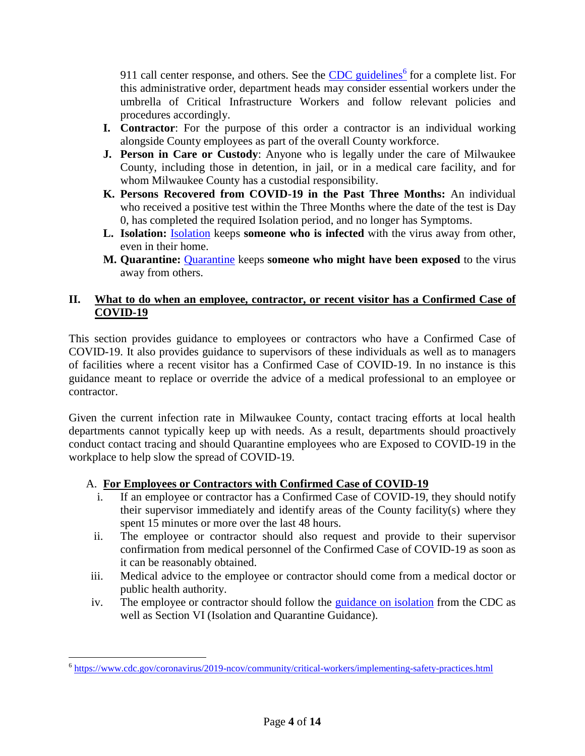911 call center response, and others. See the CDC guidelines[6] for a complete list. For this administrative order, department heads may consider essential workers under the umbrella of Critical Infrastructure Workers and follow relevant policies and procedures accordingly.

I. **Contractor**: For the purpose of this order a contractor is an individual working alongside County employees as part of the overall County workforce.

J. **Person in Care or Custody**: Anyone who is legally under the care of Milwaukee County, including those in detention, in jail, or in a medical care facility, and for whom Milwaukee County has a custodial responsibility.

K. **Persons Recovered from COVID-19 in the Past Three Months:** An individual who received a positive test within the Three Months where the date of the test is Day 0, has completed the required Isolation period, and no longer has Symptoms.

L. **Isolation:** Isolation keeps **someone who is infected** with the virus away from other, even in their home.

M. **Quarantine:** Quarantine keeps **someone who might have been exposed** to the virus away from others.

## II. What to do when an employee, contractor, or recent visitor has a Confirmed Case of COVID-19

This section provides guidance to employees or contractors who have a Confirmed Case of COVID-19. It also provides guidance to supervisors of these individuals as well as to managers of facilities where a recent visitor has a Confirmed Case of COVID-19. In no instance is this guidance meant to replace or override the advice of a medical professional to an employee or contractor.

Given the current infection rate in Milwaukee County, contact tracing efforts at local health departments cannot typically keep up with needs. As a result, departments should proactively conduct contact tracing and should Quarantine employees who are Exposed to COVID-19 in the workplace to help slow the spread of COVID-19.

### A. For Employees or Contractors with Confirmed Case of COVID-19

i. If an employee or contractor has a Confirmed Case of COVID-19, they should notify their supervisor immediately and identify areas of the County facility(s) where they spent 15 minutes or more over the last 48 hours.

ii. The employee or contractor should also request and provide to their supervisor confirmation from medical personnel of the Confirmed Case of COVID-19 as soon as it can be reasonably obtained.

iii. Medical advice to the employee or contractor should come from a medical doctor or public health authority.

iv. The employee or contractor should follow the guidance on isolation from the CDC as well as Section VI (Isolation and Quarantine Guidance).

---

[6] https://www.cdc.gov/coronavirus/2019-ncov/community/critical-workers/implementing-safety-practices.html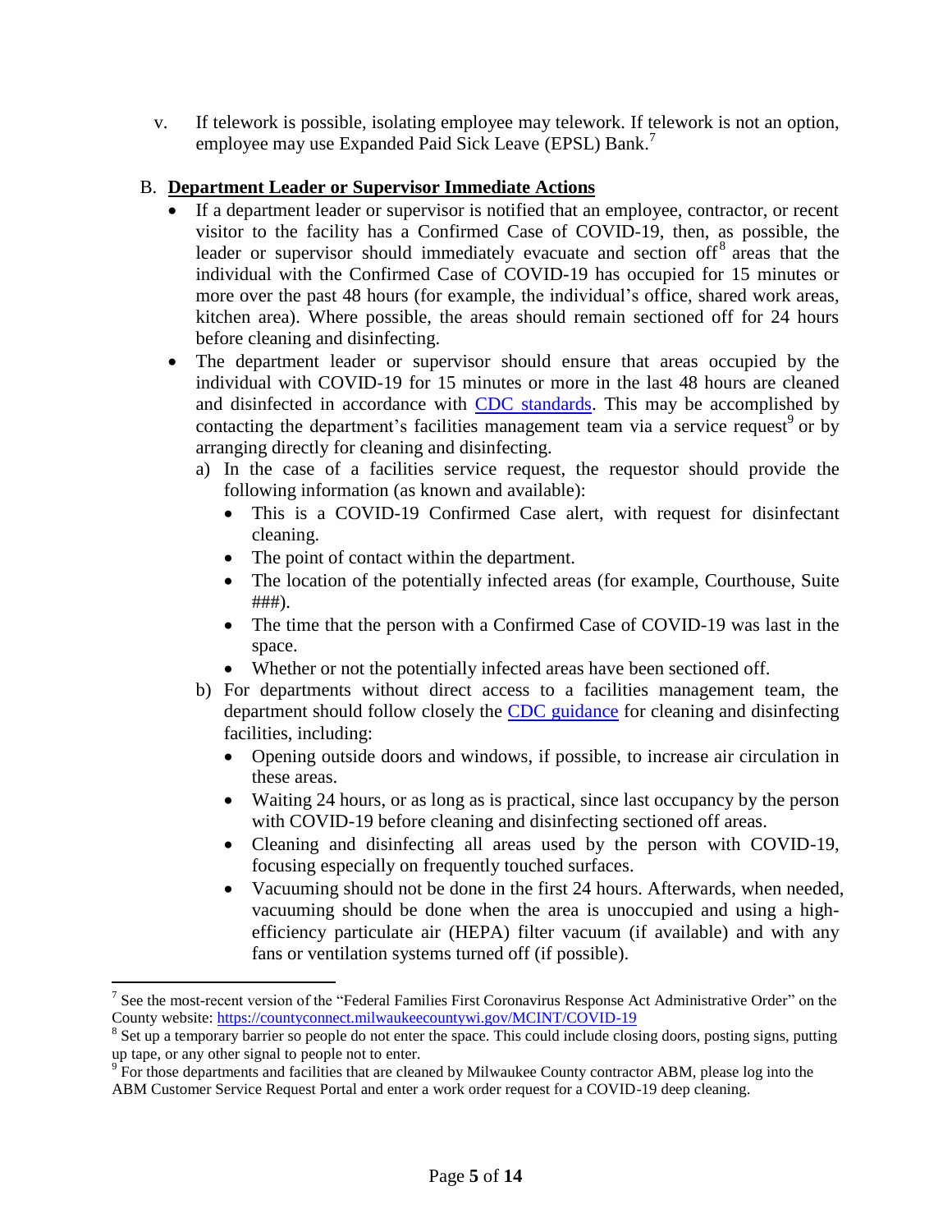v. If telework is possible, isolating employee may telework. If telework is not an option, employee may use Expanded Paid Sick Leave (EPSL) Bank.[7]

B. **Department Leader or Supervisor Immediate Actions**

- If a department leader or supervisor is notified that an employee, contractor, or recent visitor to the facility has a Confirmed Case of COVID-19, then, as possible, the leader or supervisor should immediately evacuate and section off[8] areas that the individual with the Confirmed Case of COVID-19 has occupied for 15 minutes or more over the past 48 hours (for example, the individual's office, shared work areas, kitchen area). Where possible, the areas should remain sectioned off for 24 hours before cleaning and disinfecting.
- The department leader or supervisor should ensure that areas occupied by the individual with COVID-19 for 15 minutes or more in the last 48 hours are cleaned and disinfected in accordance with CDC standards. This may be accomplished by contacting the department's facilities management team via a service request[9] or by arranging directly for cleaning and disinfecting.
  a) In the case of a facilities service request, the requestor should provide the following information (as known and available):
     - This is a COVID-19 Confirmed Case alert, with request for disinfectant cleaning.
     - The point of contact within the department.
     - The location of the potentially infected areas (for example, Courthouse, Suite ###).
     - The time that the person with a Confirmed Case of COVID-19 was last in the space.
     - Whether or not the potentially infected areas have been sectioned off.
  b) For departments without direct access to a facilities management team, the department should follow closely the CDC guidance for cleaning and disinfecting facilities, including:
     - Opening outside doors and windows, if possible, to increase air circulation in these areas.
     - Waiting 24 hours, or as long as is practical, since last occupancy by the person with COVID-19 before cleaning and disinfecting sectioned off areas.
     - Cleaning and disinfecting all areas used by the person with COVID-19, focusing especially on frequently touched surfaces.
     - Vacuuming should not be done in the first 24 hours. Afterwards, when needed, vacuuming should be done when the area is unoccupied and using a high-efficiency particulate air (HEPA) filter vacuum (if available) and with any fans or ventilation systems turned off (if possible).

---

[7] See the most-recent version of the "Federal Families First Coronavirus Response Act Administrative Order" on the County website: https://countyconnect.milwaukeecountywi.gov/MCINT/COVID-19

[8] Set up a temporary barrier so people do not enter the space. This could include closing doors, posting signs, putting up tape, or any other signal to people not to enter.

[9] For those departments and facilities that are cleaned by Milwaukee County contractor ABM, please log into the ABM Customer Service Request Portal and enter a work order request for a COVID-19 deep cleaning.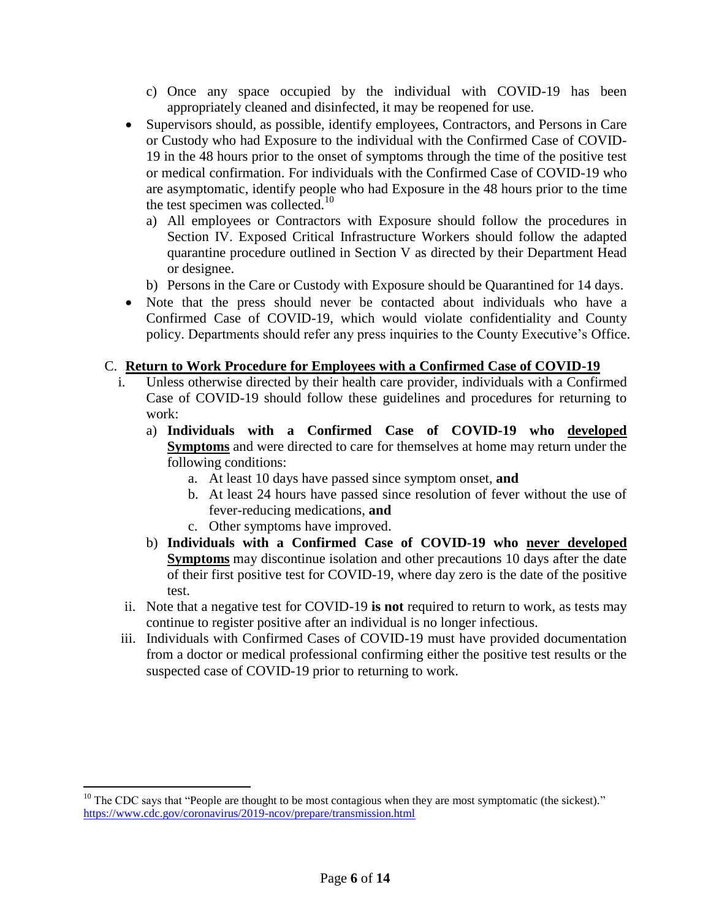c) Once any space occupied by the individual with COVID-19 has been appropriately cleaned and disinfected, it may be reopened for use.

- Supervisors should, as possible, identify employees, Contractors, and Persons in Care or Custody who had Exposure to the individual with the Confirmed Case of COVID-19 in the 48 hours prior to the onset of symptoms through the time of the positive test or medical confirmation. For individuals with the Confirmed Case of COVID-19 who are asymptomatic, identify people who had Exposure in the 48 hours prior to the time the test specimen was collected.[10]
  - a) All employees or Contractors with Exposure should follow the procedures in Section IV. Exposed Critical Infrastructure Workers should follow the adapted quarantine procedure outlined in Section V as directed by their Department Head or designee.
  - b) Persons in the Care or Custody with Exposure should be Quarantined for 14 days.
- Note that the press should never be contacted about individuals who have a Confirmed Case of COVID-19, which would violate confidentiality and County policy. Departments should refer any press inquiries to the County Executive's Office.

### C. <u>Return to Work Procedure for Employees with a Confirmed Case of COVID-19</u>

i. Unless otherwise directed by their health care provider, individuals with a Confirmed Case of COVID-19 should follow these guidelines and procedures for returning to work:

  a) **Individuals with a Confirmed Case of COVID-19 who <u>developed Symptoms</u>** and were directed to care for themselves at home may return under the following conditions:
    - a. At least 10 days have passed since symptom onset, **and**
    - b. At least 24 hours have passed since resolution of fever without the use of fever-reducing medications, **and**
    - c. Other symptoms have improved.

  b) **Individuals with a Confirmed Case of COVID-19 who <u>never developed Symptoms</u>** may discontinue isolation and other precautions 10 days after the date of their first positive test for COVID-19, where day zero is the date of the positive test.

ii. Note that a negative test for COVID-19 **is not** required to return to work, as tests may continue to register positive after an individual is no longer infectious.

iii. Individuals with Confirmed Cases of COVID-19 must have provided documentation from a doctor or medical professional confirming either the positive test results or the suspected case of COVID-19 prior to returning to work.

---

[10] The CDC says that "People are thought to be most contagious when they are most symptomatic (the sickest)." https://www.cdc.gov/coronavirus/2019-ncov/prepare/transmission.html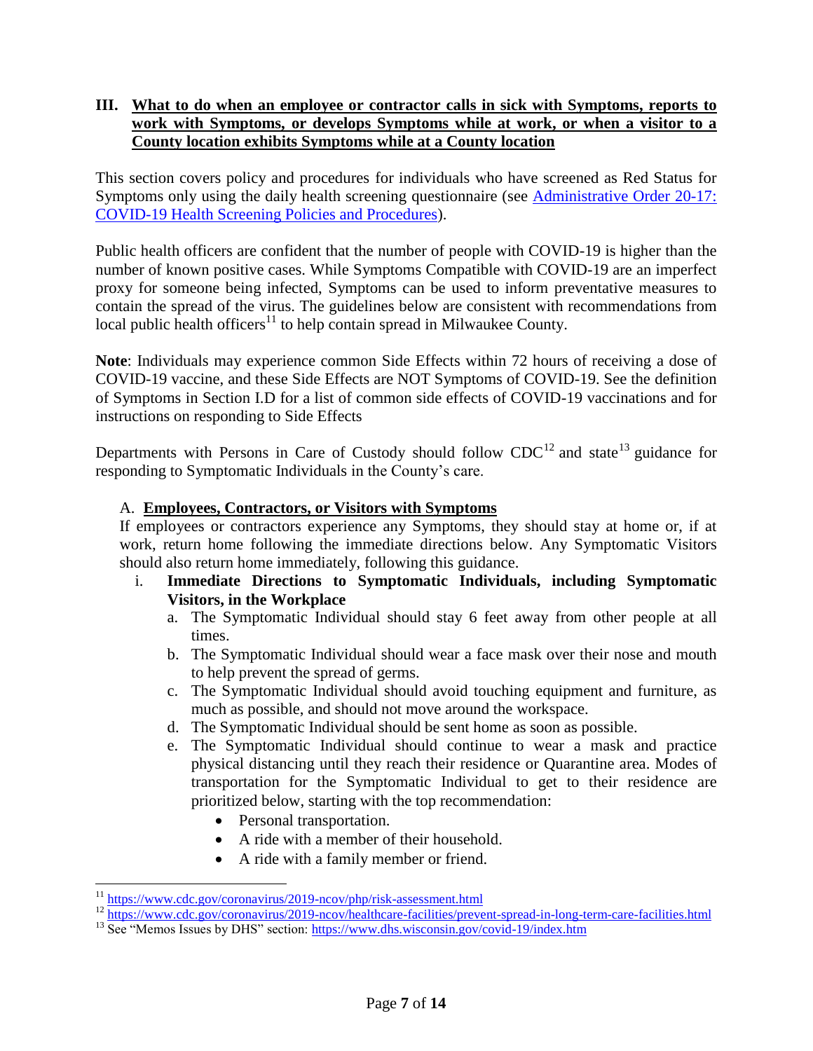## III. <u>What to do when an employee or contractor calls in sick with Symptoms, reports to work with Symptoms, or develops Symptoms while at work, or when a visitor to a County location exhibits Symptoms while at a County location</u>

This section covers policy and procedures for individuals who have screened as Red Status for Symptoms only using the daily health screening questionnaire (see [Administrative Order 20-17: COVID-19 Health Screening Policies and Procedures]()).

Public health officers are confident that the number of people with COVID-19 is higher than the number of known positive cases. While Symptoms Compatible with COVID-19 are an imperfect proxy for someone being infected, Symptoms can be used to inform preventative measures to contain the spread of the virus. The guidelines below are consistent with recommendations from local public health officers[11] to help contain spread in Milwaukee County.

**Note**: Individuals may experience common Side Effects within 72 hours of receiving a dose of COVID-19 vaccine, and these Side Effects are NOT Symptoms of COVID-19. See the definition of Symptoms in Section I.D for a list of common side effects of COVID-19 vaccinations and for instructions on responding to Side Effects

Departments with Persons in Care of Custody should follow CDC[12] and state[13] guidance for responding to Symptomatic Individuals in the County's care.

### A. <u>Employees, Contractors, or Visitors with Symptoms</u>

If employees or contractors experience any Symptoms, they should stay at home or, if at work, return home following the immediate directions below. Any Symptomatic Visitors should also return home immediately, following this guidance.

i. **Immediate Directions to Symptomatic Individuals, including Symptomatic Visitors, in the Workplace**

   a. The Symptomatic Individual should stay 6 feet away from other people at all times.
   b. The Symptomatic Individual should wear a face mask over their nose and mouth to help prevent the spread of germs.
   c. The Symptomatic Individual should avoid touching equipment and furniture, as much as possible, and should not move around the workspace.
   d. The Symptomatic Individual should be sent home as soon as possible.
   e. The Symptomatic Individual should continue to wear a mask and practice physical distancing until they reach their residence or Quarantine area. Modes of transportation for the Symptomatic Individual to get to their residence are prioritized below, starting with the top recommendation:
      - Personal transportation.
      - A ride with a member of their household.
      - A ride with a family member or friend.

---

[11] https://www.cdc.gov/coronavirus/2019-ncov/php/risk-assessment.html

[12] https://www.cdc.gov/coronavirus/2019-ncov/healthcare-facilities/prevent-spread-in-long-term-care-facilities.html

[13] See "Memos Issues by DHS" section: https://www.dhs.wisconsin.gov/covid-19/index.htm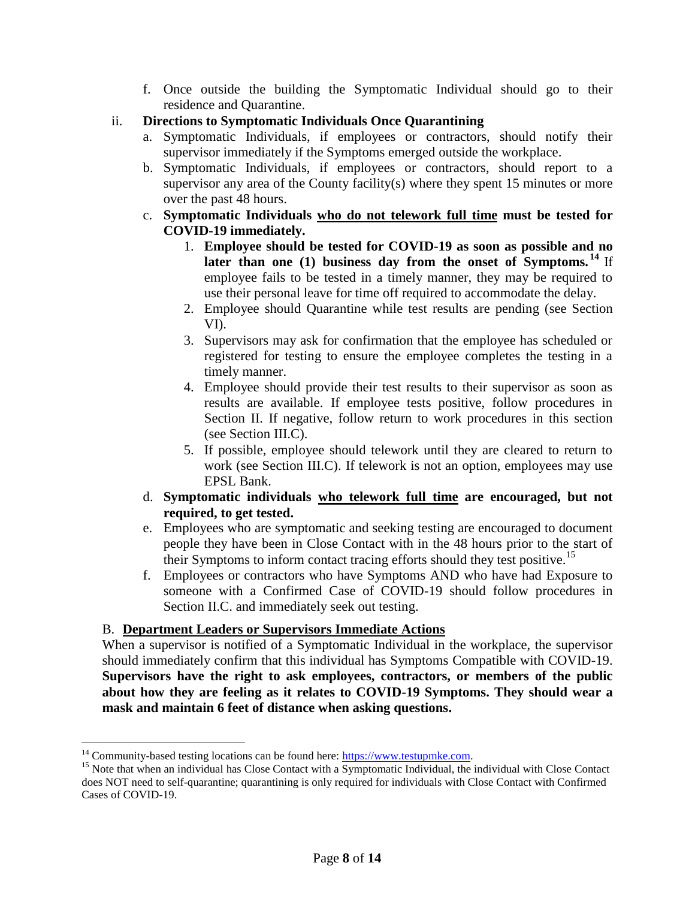f. Once outside the building the Symptomatic Individual should go to their residence and Quarantine.

ii. **Directions to Symptomatic Individuals Once Quarantining**

a. Symptomatic Individuals, if employees or contractors, should notify their supervisor immediately if the Symptoms emerged outside the workplace.

b. Symptomatic Individuals, if employees or contractors, should report to a supervisor any area of the County facility(s) where they spent 15 minutes or more over the past 48 hours.

c. **Symptomatic Individuals <u>who do not telework full time</u> must be tested for COVID-19 immediately.**

1. **Employee should be tested for COVID-19 as soon as possible and no later than one (1) business day from the onset of Symptoms.**[14] If employee fails to be tested in a timely manner, they may be required to use their personal leave for time off required to accommodate the delay.
2. Employee should Quarantine while test results are pending (see Section VI).
3. Supervisors may ask for confirmation that the employee has scheduled or registered for testing to ensure the employee completes the testing in a timely manner.
4. Employee should provide their test results to their supervisor as soon as results are available. If employee tests positive, follow procedures in Section II. If negative, follow return to work procedures in this section (see Section III.C).
5. If possible, employee should telework until they are cleared to return to work (see Section III.C). If telework is not an option, employees may use EPSL Bank.

d. **Symptomatic individuals <u>who telework full time</u> are encouraged, but not required, to get tested.**

e. Employees who are symptomatic and seeking testing are encouraged to document people they have been in Close Contact with in the 48 hours prior to the start of their Symptoms to inform contact tracing efforts should they test positive.[15]

f. Employees or contractors who have Symptoms AND who have had Exposure to someone with a Confirmed Case of COVID-19 should follow procedures in Section II.C. and immediately seek out testing.

## B. <u>Department Leaders or Supervisors Immediate Actions</u>

When a supervisor is notified of a Symptomatic Individual in the workplace, the supervisor should immediately confirm that this individual has Symptoms Compatible with COVID-19. **Supervisors have the right to ask employees, contractors, or members of the public about how they are feeling as it relates to COVID-19 Symptoms. They should wear a mask and maintain 6 feet of distance when asking questions.**

---

[14] Community-based testing locations can be found here: https://www.testupmke.com.

[15] Note that when an individual has Close Contact with a Symptomatic Individual, the individual with Close Contact does NOT need to self-quarantine; quarantining is only required for individuals with Close Contact with Confirmed Cases of COVID-19.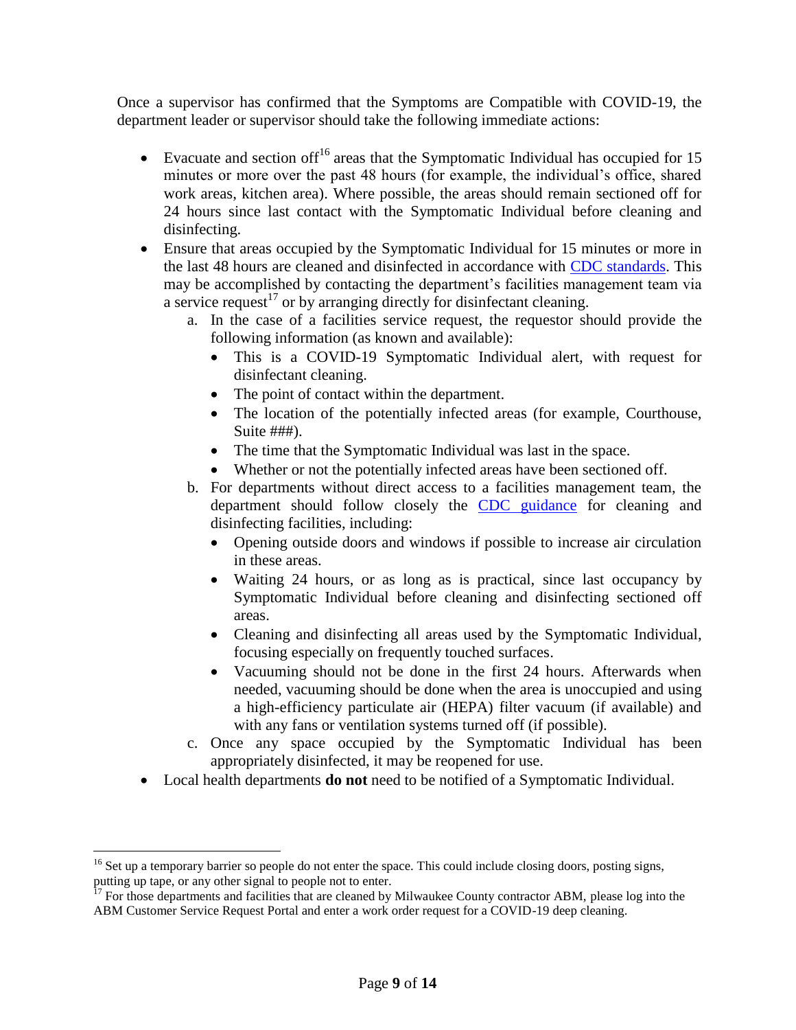Once a supervisor has confirmed that the Symptoms are Compatible with COVID-19, the department leader or supervisor should take the following immediate actions:

- Evacuate and section off[16] areas that the Symptomatic Individual has occupied for 15 minutes or more over the past 48 hours (for example, the individual's office, shared work areas, kitchen area). Where possible, the areas should remain sectioned off for 24 hours since last contact with the Symptomatic Individual before cleaning and disinfecting.
- Ensure that areas occupied by the Symptomatic Individual for 15 minutes or more in the last 48 hours are cleaned and disinfected in accordance with CDC standards. This may be accomplished by contacting the department's facilities management team via a service request[17] or by arranging directly for disinfectant cleaning.
  a. In the case of a facilities service request, the requestor should provide the following information (as known and available):
     - This is a COVID-19 Symptomatic Individual alert, with request for disinfectant cleaning.
     - The point of contact within the department.
     - The location of the potentially infected areas (for example, Courthouse, Suite ###).
     - The time that the Symptomatic Individual was last in the space.
     - Whether or not the potentially infected areas have been sectioned off.
  b. For departments without direct access to a facilities management team, the department should follow closely the CDC guidance for cleaning and disinfecting facilities, including:
     - Opening outside doors and windows if possible to increase air circulation in these areas.
     - Waiting 24 hours, or as long as is practical, since last occupancy by Symptomatic Individual before cleaning and disinfecting sectioned off areas.
     - Cleaning and disinfecting all areas used by the Symptomatic Individual, focusing especially on frequently touched surfaces.
     - Vacuuming should not be done in the first 24 hours. Afterwards when needed, vacuuming should be done when the area is unoccupied and using a high-efficiency particulate air (HEPA) filter vacuum (if available) and with any fans or ventilation systems turned off (if possible).
  c. Once any space occupied by the Symptomatic Individual has been appropriately disinfected, it may be reopened for use.
- Local health departments **do not** need to be notified of a Symptomatic Individual.

---

[16] Set up a temporary barrier so people do not enter the space. This could include closing doors, posting signs, putting up tape, or any other signal to people not to enter.

[17] For those departments and facilities that are cleaned by Milwaukee County contractor ABM, please log into the ABM Customer Service Request Portal and enter a work order request for a COVID-19 deep cleaning.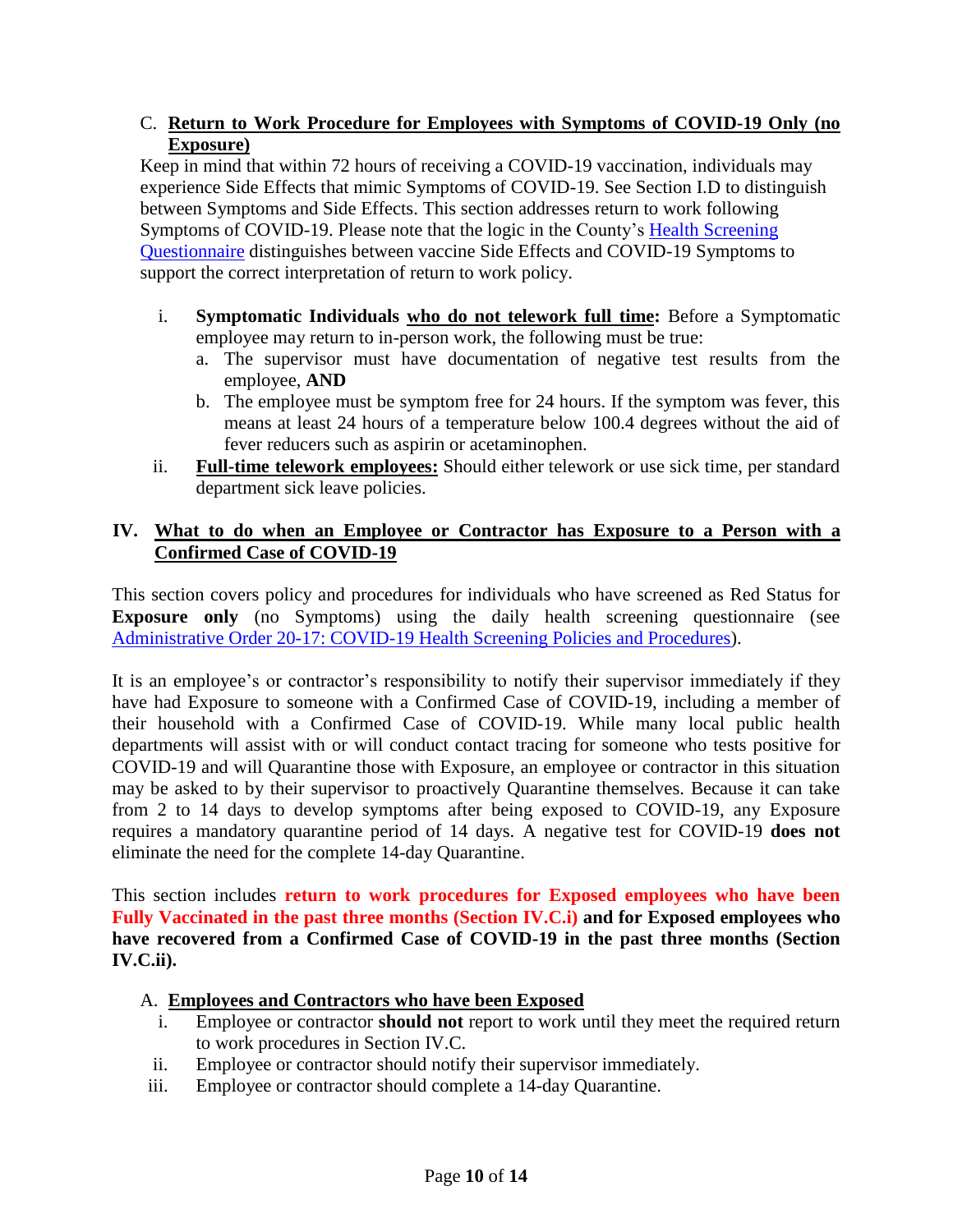C. **Return to Work Procedure for Employees with Symptoms of COVID-19 Only (no Exposure)**

Keep in mind that within 72 hours of receiving a COVID-19 vaccination, individuals may experience Side Effects that mimic Symptoms of COVID-19. See Section I.D to distinguish between Symptoms and Side Effects. This section addresses return to work following Symptoms of COVID-19. Please note that the logic in the County's Health Screening Questionnaire distinguishes between vaccine Side Effects and COVID-19 Symptoms to support the correct interpretation of return to work policy.

i. **Symptomatic Individuals who do not telework full time:** Before a Symptomatic employee may return to in-person work, the following must be true:
   a. The supervisor must have documentation of negative test results from the employee, **AND**
   b. The employee must be symptom free for 24 hours. If the symptom was fever, this means at least 24 hours of a temperature below 100.4 degrees without the aid of fever reducers such as aspirin or acetaminophen.

ii. **Full-time telework employees:** Should either telework or use sick time, per standard department sick leave policies.

## IV. What to do when an Employee or Contractor has Exposure to a Person with a Confirmed Case of COVID-19

This section covers policy and procedures for individuals who have screened as Red Status for **Exposure only** (no Symptoms) using the daily health screening questionnaire (see Administrative Order 20-17: COVID-19 Health Screening Policies and Procedures).

It is an employee's or contractor's responsibility to notify their supervisor immediately if they have had Exposure to someone with a Confirmed Case of COVID-19, including a member of their household with a Confirmed Case of COVID-19. While many local public health departments will assist with or will conduct contact tracing for someone who tests positive for COVID-19 and will Quarantine those with Exposure, an employee or contractor in this situation may be asked to by their supervisor to proactively Quarantine themselves. Because it can take from 2 to 14 days to develop symptoms after being exposed to COVID-19, any Exposure requires a mandatory quarantine period of 14 days. A negative test for COVID-19 **does not** eliminate the need for the complete 14-day Quarantine.

This section includes **return to work procedures for Exposed employees who have been Fully Vaccinated in the past three months (Section IV.C.i) and for Exposed employees who have recovered from a Confirmed Case of COVID-19 in the past three months (Section IV.C.ii).**

A. **Employees and Contractors who have been Exposed**

i. Employee or contractor **should not** report to work until they meet the required return to work procedures in Section IV.C.

ii. Employee or contractor should notify their supervisor immediately.

iii. Employee or contractor should complete a 14-day Quarantine.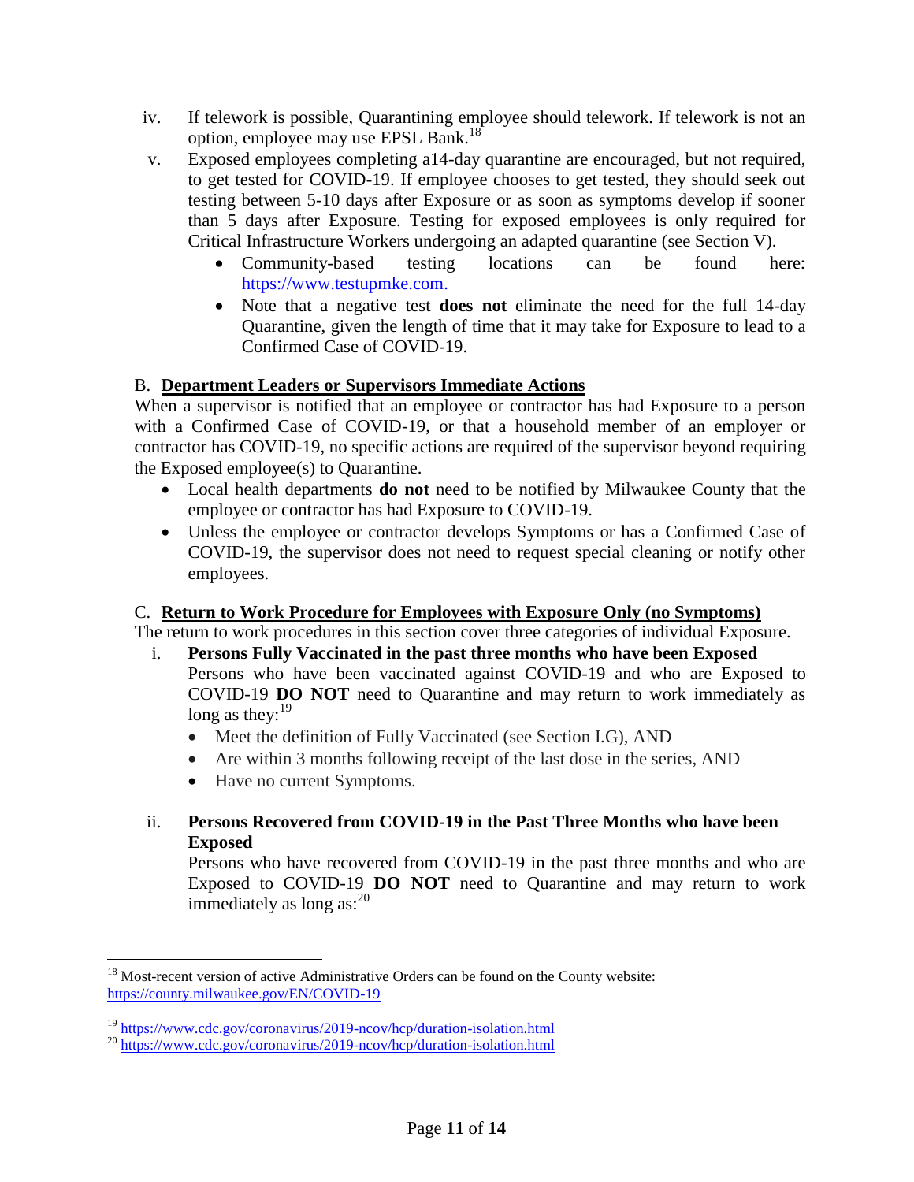iv. If telework is possible, Quarantining employee should telework. If telework is not an option, employee may use EPSL Bank.[18]

v. Exposed employees completing a14-day quarantine are encouraged, but not required, to get tested for COVID-19. If employee chooses to get tested, they should seek out testing between 5-10 days after Exposure or as soon as symptoms develop if sooner than 5 days after Exposure. Testing for exposed employees is only required for Critical Infrastructure Workers undergoing an adapted quarantine (see Section V).

- Community-based testing locations can be found here: https://www.testupmke.com.
- Note that a negative test **does not** eliminate the need for the full 14-day Quarantine, given the length of time that it may take for Exposure to lead to a Confirmed Case of COVID-19.

B. **Department Leaders or Supervisors Immediate Actions**

When a supervisor is notified that an employee or contractor has had Exposure to a person with a Confirmed Case of COVID-19, or that a household member of an employer or contractor has COVID-19, no specific actions are required of the supervisor beyond requiring the Exposed employee(s) to Quarantine.

- Local health departments **do not** need to be notified by Milwaukee County that the employee or contractor has had Exposure to COVID-19.
- Unless the employee or contractor develops Symptoms or has a Confirmed Case of COVID-19, the supervisor does not need to request special cleaning or notify other employees.

C. **Return to Work Procedure for Employees with Exposure Only (no Symptoms)**

The return to work procedures in this section cover three categories of individual Exposure.

i. **Persons Fully Vaccinated in the past three months who have been Exposed**

Persons who have been vaccinated against COVID-19 and who are Exposed to COVID-19 **DO NOT** need to Quarantine and may return to work immediately as long as they:[19]

- Meet the definition of Fully Vaccinated (see Section I.G), AND
- Are within 3 months following receipt of the last dose in the series, AND
- Have no current Symptoms.

ii. **Persons Recovered from COVID-19 in the Past Three Months who have been Exposed**

Persons who have recovered from COVID-19 in the past three months and who are Exposed to COVID-19 **DO NOT** need to Quarantine and may return to work immediately as long as:[20]

---

[18] Most-recent version of active Administrative Orders can be found on the County website: https://county.milwaukee.gov/EN/COVID-19

[19] https://www.cdc.gov/coronavirus/2019-ncov/hcp/duration-isolation.html

[20] https://www.cdc.gov/coronavirus/2019-ncov/hcp/duration-isolation.html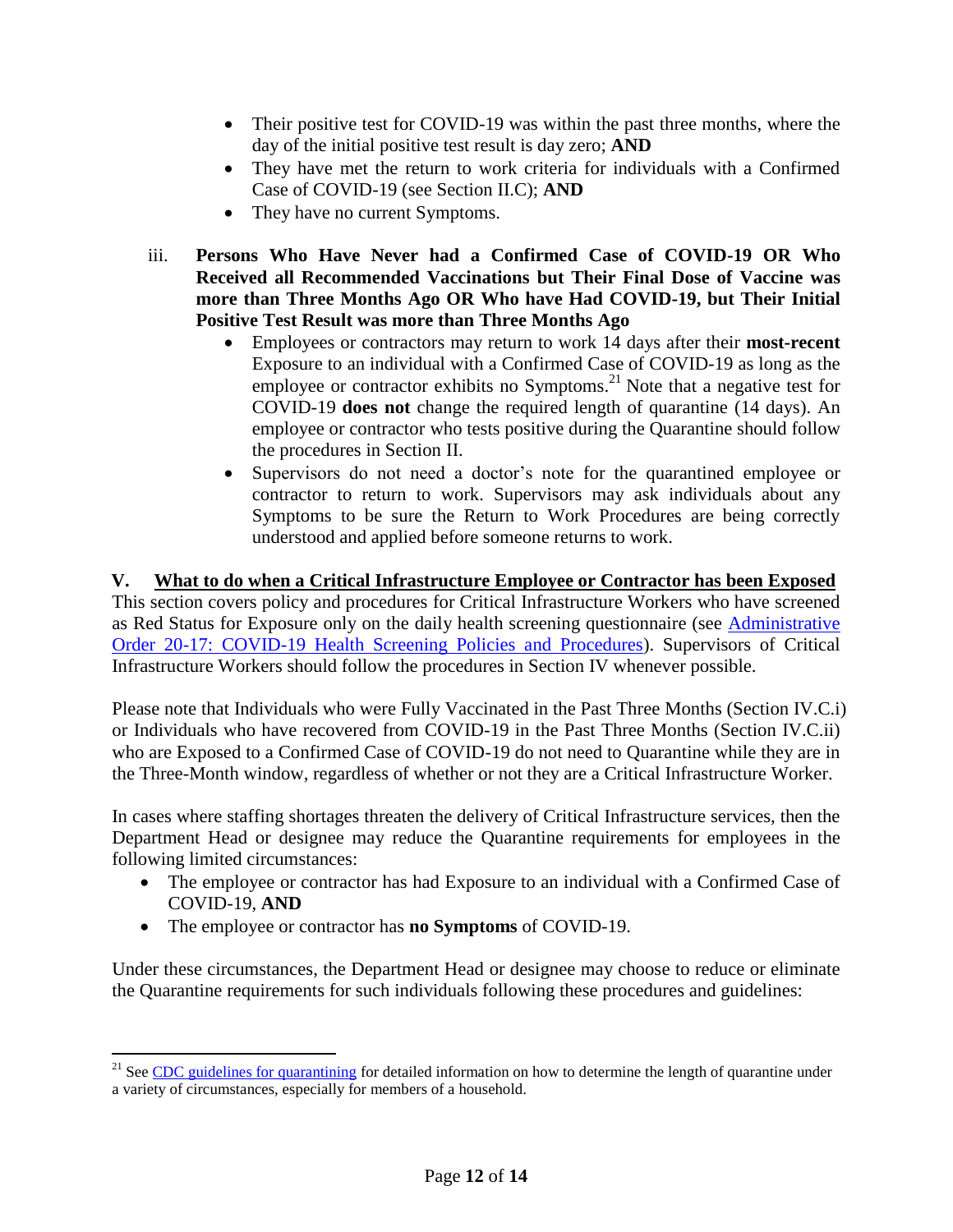- Their positive test for COVID-19 was within the past three months, where the day of the initial positive test result is day zero; **AND**
- They have met the return to work criteria for individuals with a Confirmed Case of COVID-19 (see Section II.C); **AND**
- They have no current Symptoms.

iii. **Persons Who Have Never had a Confirmed Case of COVID-19 OR Who Received all Recommended Vaccinations but Their Final Dose of Vaccine was more than Three Months Ago OR Who have Had COVID-19, but Their Initial Positive Test Result was more than Three Months Ago**

- Employees or contractors may return to work 14 days after their **most-recent** Exposure to an individual with a Confirmed Case of COVID-19 as long as the employee or contractor exhibits no Symptoms.[21] Note that a negative test for COVID-19 **does not** change the required length of quarantine (14 days). An employee or contractor who tests positive during the Quarantine should follow the procedures in Section II.
- Supervisors do not need a doctor's note for the quarantined employee or contractor to return to work. Supervisors may ask individuals about any Symptoms to be sure the Return to Work Procedures are being correctly understood and applied before someone returns to work.

## V. What to do when a Critical Infrastructure Employee or Contractor has been Exposed

This section covers policy and procedures for Critical Infrastructure Workers who have screened as Red Status for Exposure only on the daily health screening questionnaire (see [Administrative Order 20-17: COVID-19 Health Screening Policies and Procedures]()). Supervisors of Critical Infrastructure Workers should follow the procedures in Section IV whenever possible.

Please note that Individuals who were Fully Vaccinated in the Past Three Months (Section IV.C.i) or Individuals who have recovered from COVID-19 in the Past Three Months (Section IV.C.ii) who are Exposed to a Confirmed Case of COVID-19 do not need to Quarantine while they are in the Three-Month window, regardless of whether or not they are a Critical Infrastructure Worker.

In cases where staffing shortages threaten the delivery of Critical Infrastructure services, then the Department Head or designee may reduce the Quarantine requirements for employees in the following limited circumstances:

- The employee or contractor has had Exposure to an individual with a Confirmed Case of COVID-19, **AND**
- The employee or contractor has **no Symptoms** of COVID-19.

Under these circumstances, the Department Head or designee may choose to reduce or eliminate the Quarantine requirements for such individuals following these procedures and guidelines:

---

[21] See [CDC guidelines for quarantining]() for detailed information on how to determine the length of quarantine under a variety of circumstances, especially for members of a household.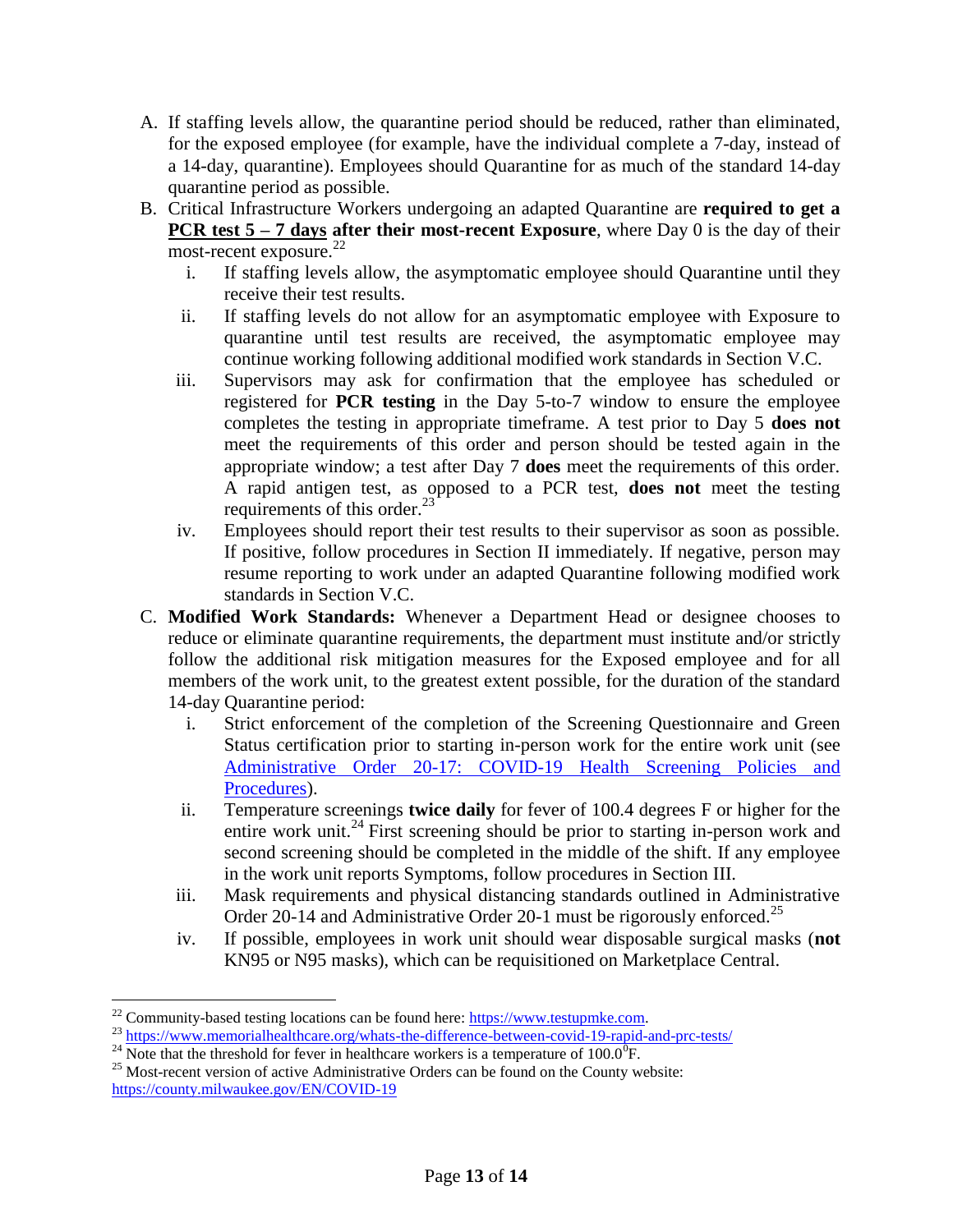A. If staffing levels allow, the quarantine period should be reduced, rather than eliminated, for the exposed employee (for example, have the individual complete a 7-day, instead of a 14-day, quarantine). Employees should Quarantine for as much of the standard 14-day quarantine period as possible.

B. Critical Infrastructure Workers undergoing an adapted Quarantine are **required to get a <u>PCR test 5 – 7 days</u> after their most-recent Exposure**, where Day 0 is the day of their most-recent exposure.[22]

   i. If staffing levels allow, the asymptomatic employee should Quarantine until they receive their test results.

   ii. If staffing levels do not allow for an asymptomatic employee with Exposure to quarantine until test results are received, the asymptomatic employee may continue working following additional modified work standards in Section V.C.

   iii. Supervisors may ask for confirmation that the employee has scheduled or registered for **PCR testing** in the Day 5-to-7 window to ensure the employee completes the testing in appropriate timeframe. A test prior to Day 5 **does not** meet the requirements of this order and person should be tested again in the appropriate window; a test after Day 7 **does** meet the requirements of this order. A rapid antigen test, as opposed to a PCR test, **does not** meet the testing requirements of this order.[23]

   iv. Employees should report their test results to their supervisor as soon as possible. If positive, follow procedures in Section II immediately. If negative, person may resume reporting to work under an adapted Quarantine following modified work standards in Section V.C.

C. **Modified Work Standards:** Whenever a Department Head or designee chooses to reduce or eliminate quarantine requirements, the department must institute and/or strictly follow the additional risk mitigation measures for the Exposed employee and for all members of the work unit, to the greatest extent possible, for the duration of the standard 14-day Quarantine period:

   i. Strict enforcement of the completion of the Screening Questionnaire and Green Status certification prior to starting in-person work for the entire work unit (see Administrative Order 20-17: COVID-19 Health Screening Policies and Procedures).

   ii. Temperature screenings **twice daily** for fever of 100.4 degrees F or higher for the entire work unit.[24] First screening should be prior to starting in-person work and second screening should be completed in the middle of the shift. If any employee in the work unit reports Symptoms, follow procedures in Section III.

   iii. Mask requirements and physical distancing standards outlined in Administrative Order 20-14 and Administrative Order 20-1 must be rigorously enforced.[25]

   iv. If possible, employees in work unit should wear disposable surgical masks (**not** KN95 or N95 masks), which can be requisitioned on Marketplace Central.

---

[22] Community-based testing locations can be found here: https://www.testupmke.com.

[23] https://www.memorialhealthcare.org/whats-the-difference-between-covid-19-rapid-and-prc-tests/

[24] Note that the threshold for fever in healthcare workers is a temperature of $100.0^{0}$F.

[25] Most-recent version of active Administrative Orders can be found on the County website: https://county.milwaukee.gov/EN/COVID-19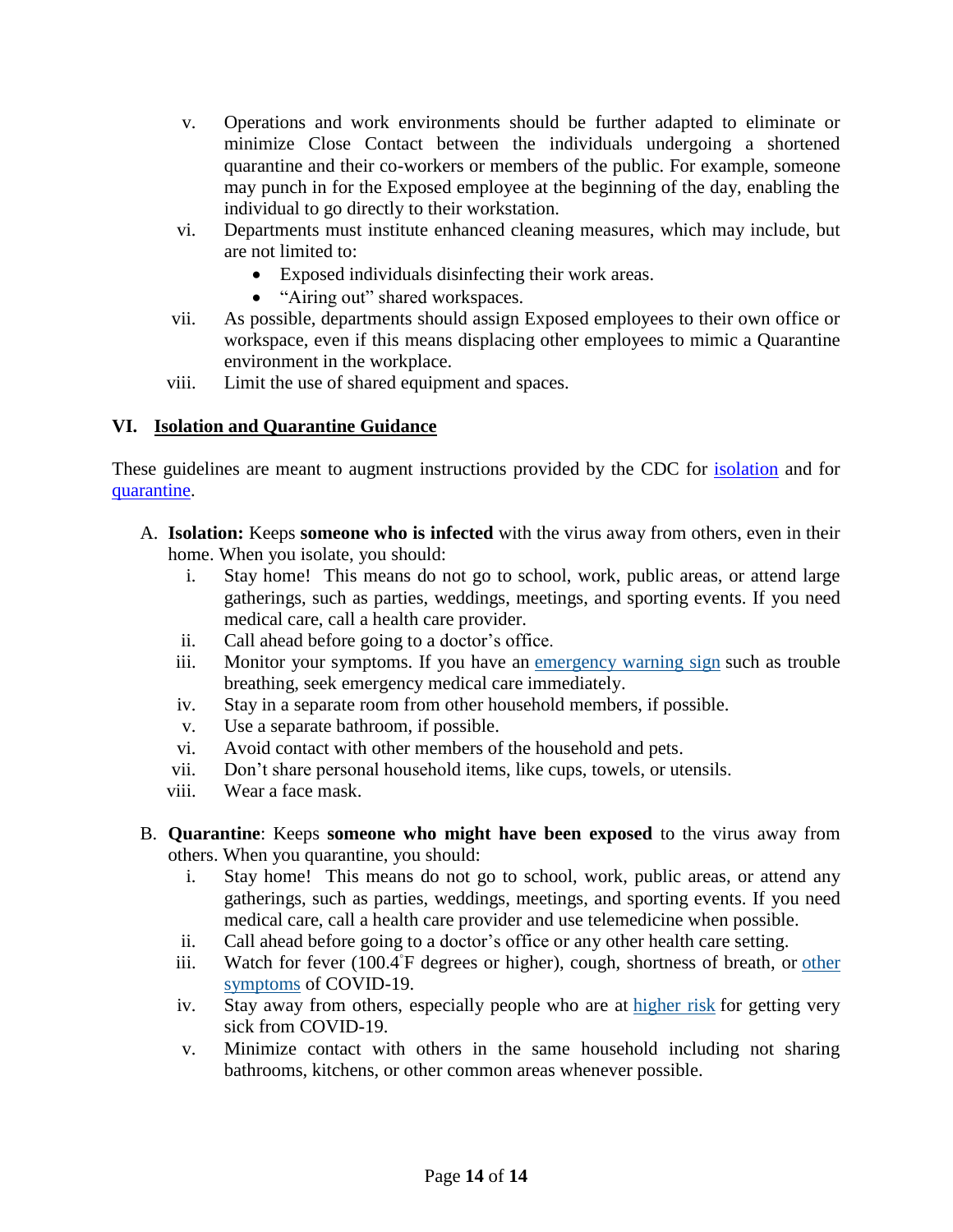v. Operations and work environments should be further adapted to eliminate or minimize Close Contact between the individuals undergoing a shortened quarantine and their co-workers or members of the public. For example, someone may punch in for the Exposed employee at the beginning of the day, enabling the individual to go directly to their workstation.

vi. Departments must institute enhanced cleaning measures, which may include, but are not limited to:
   - Exposed individuals disinfecting their work areas.
   - "Airing out" shared workspaces.

vii. As possible, departments should assign Exposed employees to their own office or workspace, even if this means displacing other employees to mimic a Quarantine environment in the workplace.

viii. Limit the use of shared equipment and spaces.

## VI. Isolation and Quarantine Guidance

These guidelines are meant to augment instructions provided by the CDC for isolation and for quarantine.

A. **Isolation:** Keeps **someone who is infected** with the virus away from others, even in their home. When you isolate, you should:

   i. Stay home! This means do not go to school, work, public areas, or attend large gatherings, such as parties, weddings, meetings, and sporting events. If you need medical care, call a health care provider.
   
   ii. Call ahead before going to a doctor's office.
   
   iii. Monitor your symptoms. If you have an emergency warning sign such as trouble breathing, seek emergency medical care immediately.
   
   iv. Stay in a separate room from other household members, if possible.
   
   v. Use a separate bathroom, if possible.
   
   vi. Avoid contact with other members of the household and pets.
   
   vii. Don't share personal household items, like cups, towels, or utensils.
   
   viii. Wear a face mask.

B. **Quarantine**: Keeps **someone who might have been exposed** to the virus away from others. When you quarantine, you should:

   i. Stay home! This means do not go to school, work, public areas, or attend any gatherings, such as parties, weddings, meetings, and sporting events. If you need medical care, call a health care provider and use telemedicine when possible.
   
   ii. Call ahead before going to a doctor's office or any other health care setting.
   
   iii. Watch for fever (100.4°F degrees or higher), cough, shortness of breath, or other symptoms of COVID-19.
   
   iv. Stay away from others, especially people who are at higher risk for getting very sick from COVID-19.
   
   v. Minimize contact with others in the same household including not sharing bathrooms, kitchens, or other common areas whenever possible.